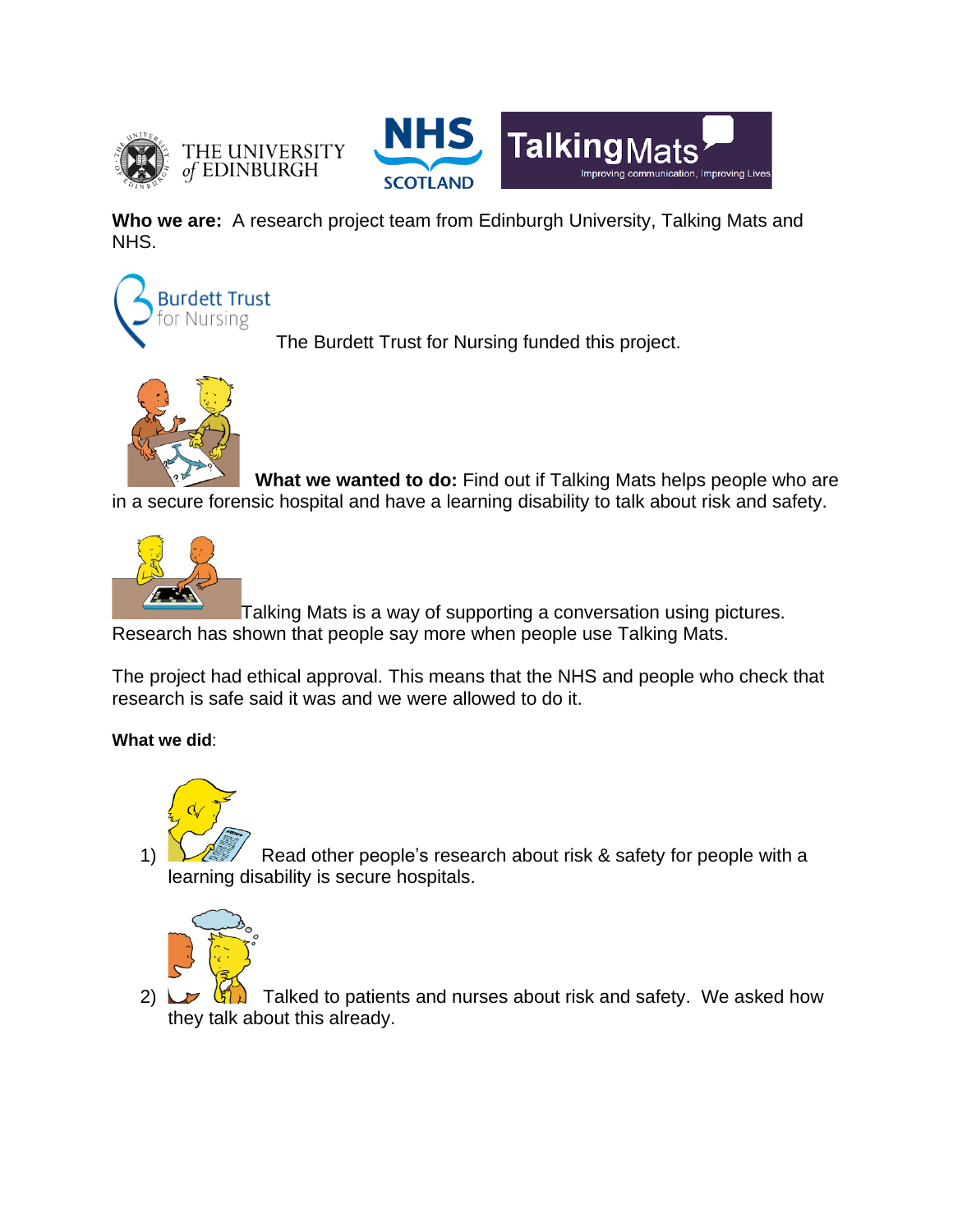**Who we are:** A research project team from Edinburgh University, Talking Mats and NHS.

The Burdett Trust for Nursing funded this project.

**What we wanted to do:** Find out if Talking Mats helps people who are in a secure forensic hospital and have a learning disability to talk about risk and safety.

Talking Mats is a way of supporting a conversation using pictures. Research has shown that people say more when people use Talking Mats.

The project had ethical approval. This means that the NHS and people who check that research is safe said it was and we were allowed to do it.

**What we did**:

1) Read other people's research about risk & safety for people with a learning disability is secure hospitals.

2) Talked to patients and nurses about risk and safety. We asked how they talk about this already.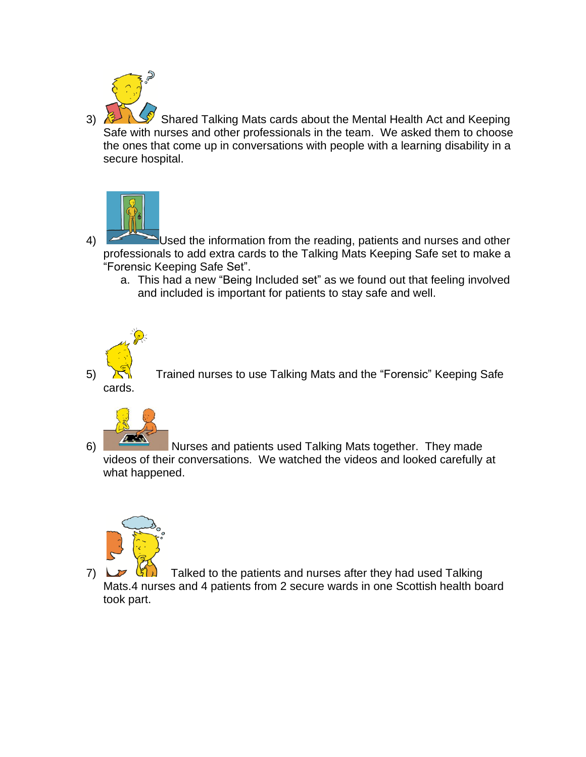3) Shared Talking Mats cards about the Mental Health Act and Keeping Safe with nurses and other professionals in the team. We asked them to choose the ones that come up in conversations with people with a learning disability in a secure hospital.

4) Used the information from the reading, patients and nurses and other professionals to add extra cards to the Talking Mats Keeping Safe set to make a "Forensic Keeping Safe Set".
    a. This had a new "Being Included set" as we found out that feeling involved and included is important for patients to stay safe and well.

5) Trained nurses to use Talking Mats and the "Forensic" Keeping Safe cards.

6) Nurses and patients used Talking Mats together. They made videos of their conversations. We watched the videos and looked carefully at what happened.

7) Talked to the patients and nurses after they had used Talking Mats.4 nurses and 4 patients from 2 secure wards in one Scottish health board took part.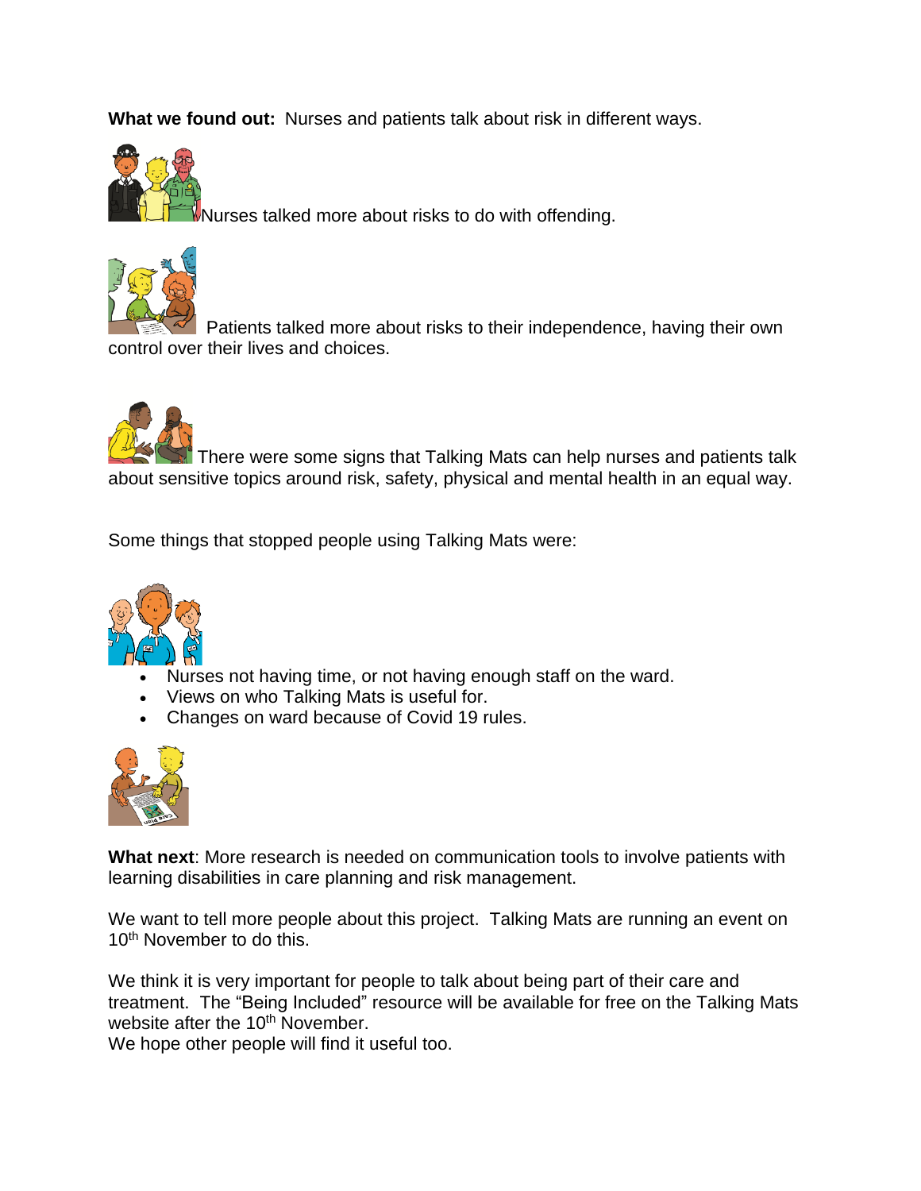**What we found out:** Nurses and patients talk about risk in different ways.

Nurses talked more about risks to do with offending.

Patients talked more about risks to their independence, having their own control over their lives and choices.

There were some signs that Talking Mats can help nurses and patients talk about sensitive topics around risk, safety, physical and mental health in an equal way.

Some things that stopped people using Talking Mats were:

- Nurses not having time, or not having enough staff on the ward.
- Views on who Talking Mats is useful for.
- Changes on ward because of Covid 19 rules.

**What next**: More research is needed on communication tools to involve patients with learning disabilities in care planning and risk management.

We want to tell more people about this project. Talking Mats are running an event on 10th November to do this.

We think it is very important for people to talk about being part of their care and treatment. The "Being Included" resource will be available for free on the Talking Mats website after the 10th November.
We hope other people will find it useful too.